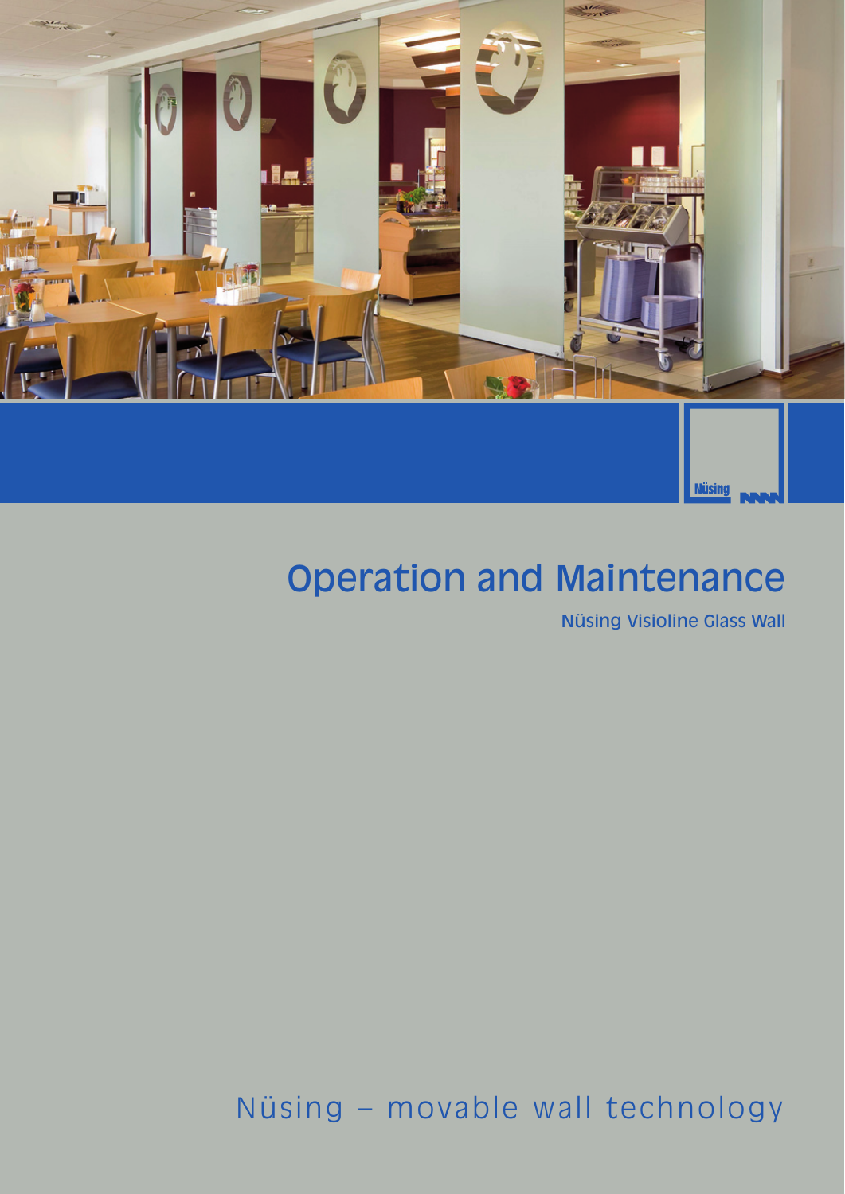Nüsing

# Operation and Maintenance

Nüsing Visioline Glass Wall

Nüsing – movable wall technology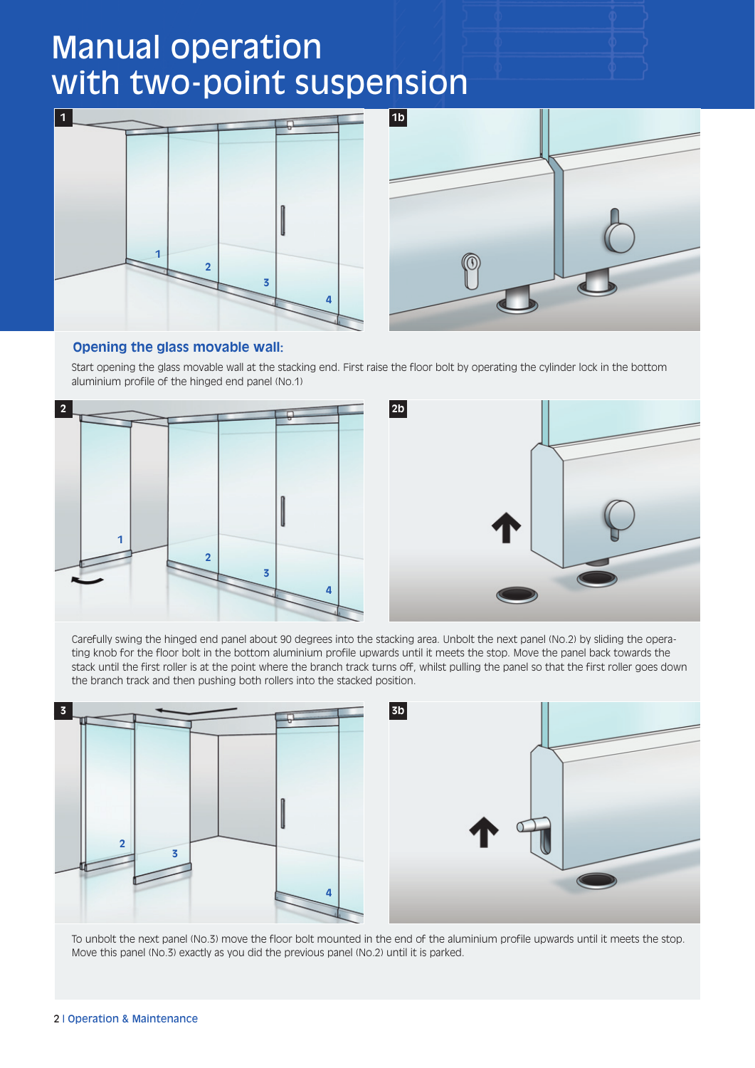# Manual operation with two-point suspension

## Opening the glass movable wall:

Start opening the glass movable wall at the stacking end. First raise the floor bolt by operating the cylinder lock in the bottom aluminium profile of the hinged end panel (No.1)

Carefully swing the hinged end panel about 90 degrees into the stacking area. Unbolt the next panel (No.2) by sliding the operating knob for the floor bolt in the bottom aluminium profile upwards until it meets the stop. Move the panel back towards the stack until the first roller is at the point where the branch track turns off, whilst pulling the panel so that the first roller goes down the branch track and then pushing both rollers into the stacked position.

To unbolt the next panel (No.3) move the floor bolt mounted in the end of the aluminium profile upwards until it meets the stop. Move this panel (No.3) exactly as you did the previous panel (No.2) until it is parked.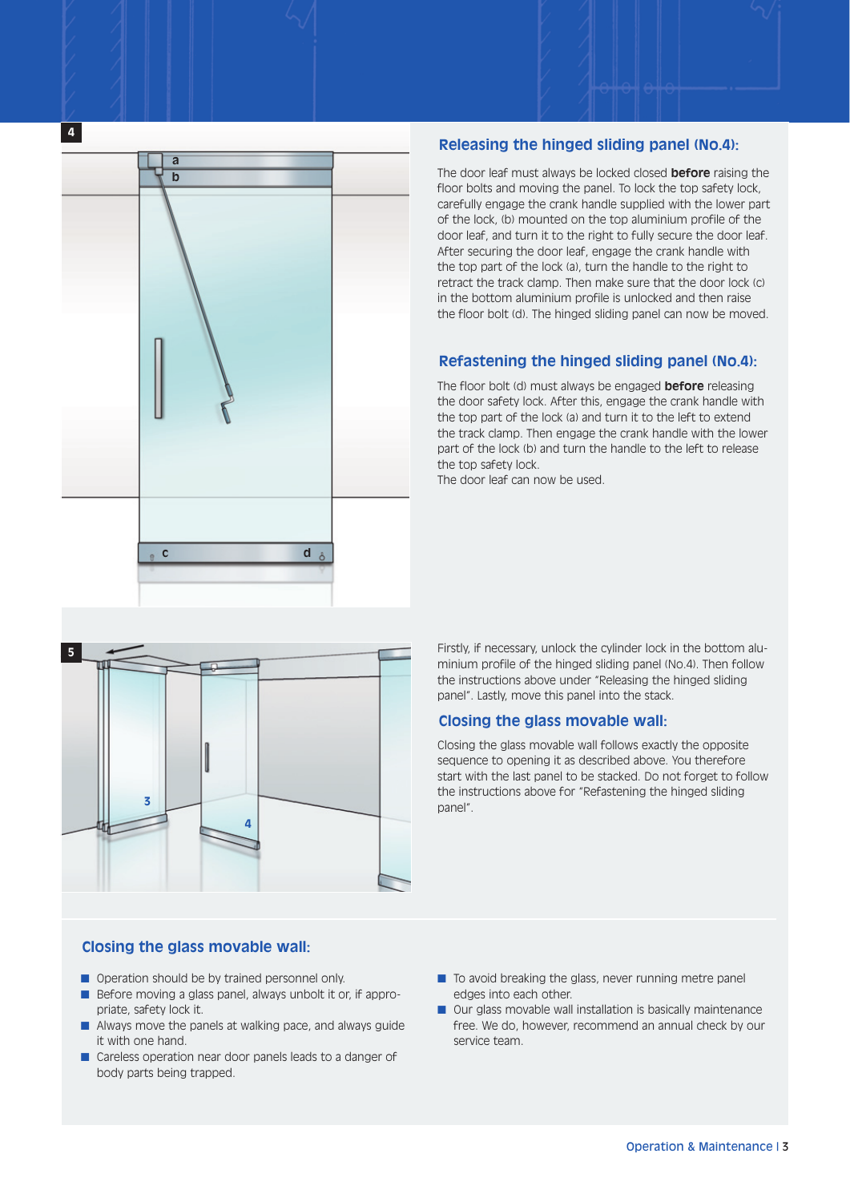## Releasing the hinged sliding panel (No.4):

The door leaf must always be locked closed **before** raising the floor bolts and moving the panel. To lock the top safety lock, carefully engage the crank handle supplied with the lower part of the lock, (b) mounted on the top aluminium profile of the door leaf, and turn it to the right to fully secure the door leaf. After securing the door leaf, engage the crank handle with the top part of the lock (a), turn the handle to the right to retract the track clamp. Then make sure that the door lock (c) in the bottom aluminium profile is unlocked and then raise the floor bolt (d). The hinged sliding panel can now be moved.

## Refastening the hinged sliding panel (No.4):

The floor bolt (d) must always be engaged **before** releasing the door safety lock. After this, engage the crank handle with the top part of the lock (a) and turn it to the left to extend the track clamp. Then engage the crank handle with the lower part of the lock (b) and turn the handle to the left to release the top safety lock.
The door leaf can now be used.

Firstly, if necessary, unlock the cylinder lock in the bottom aluminium profile of the hinged sliding panel (No.4). Then follow the instructions above under "Releasing the hinged sliding panel". Lastly, move this panel into the stack.

## Closing the glass movable wall:

Closing the glass movable wall follows exactly the opposite sequence to opening it as described above. You therefore start with the last panel to be stacked. Do not forget to follow the instructions above for "Refastening the hinged sliding panel".

## Closing the glass movable wall:

- Operation should be by trained personnel only.
- Before moving a glass panel, always unbolt it or, if appropriate, safety lock it.
- Always move the panels at walking pace, and always guide it with one hand.
- Careless operation near door panels leads to a danger of body parts being trapped.
- To avoid breaking the glass, never running metre panel edges into each other.
- Our glass movable wall installation is basically maintenance free. We do, however, recommend an annual check by our service team.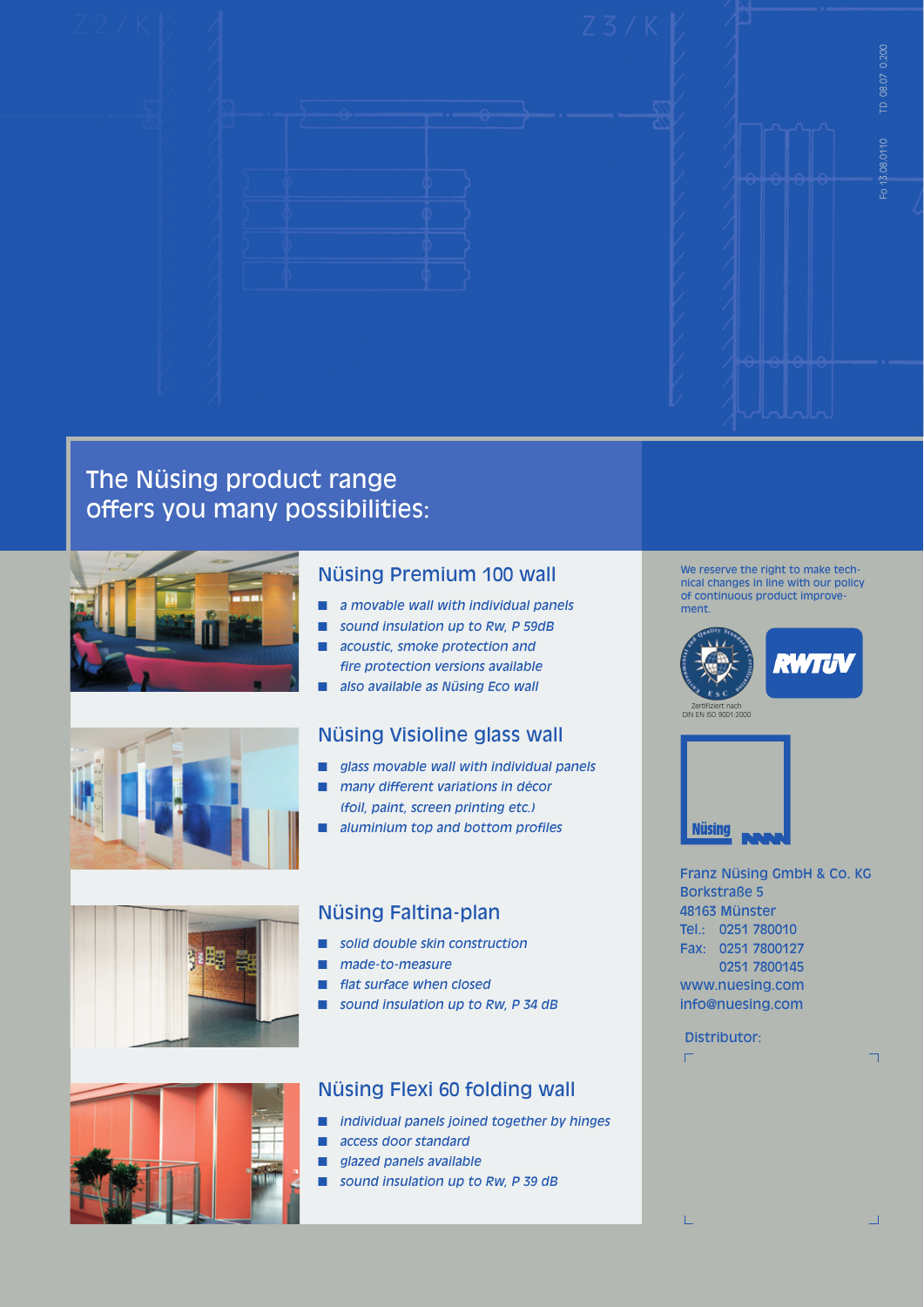## The Nüsing product range offers you many possibilities:

### Nüsing Premium 100 wall

- *a movable wall with individual panels*
- *sound insulation up to Rw, P 59dB*
- *acoustic, smoke protection and fire protection versions available*
- *also available as Nüsing Eco wall*

### Nüsing Visioline glass wall

- *glass movable wall with individual panels*
- *many different variations in décor (foil, paint, screen printing etc.)*
- *aluminium top and bottom profiles*

### Nüsing Faltina-plan

- *solid double skin construction*
- *made-to-measure*
- *flat surface when closed*
- *sound insulation up to Rw, P 34 dB*

### Nüsing Flexi 60 folding wall

- *individual panels joined together by hinges*
- *access door standard*
- *glazed panels available*
- *sound insulation up to Rw, P 39 dB*

We reserve the right to make technical changes in line with our policy of continuous product improvement.

Zertifiziert nach DIN EN ISO 9001:2000

Franz Nüsing GmbH & Co. KG
Borkstraße 5
48163 Münster
Tel.: 0251 780010
Fax: 0251 7800127
0251 7800145
www.nuesing.com
info@nuesing.com

Distributor: